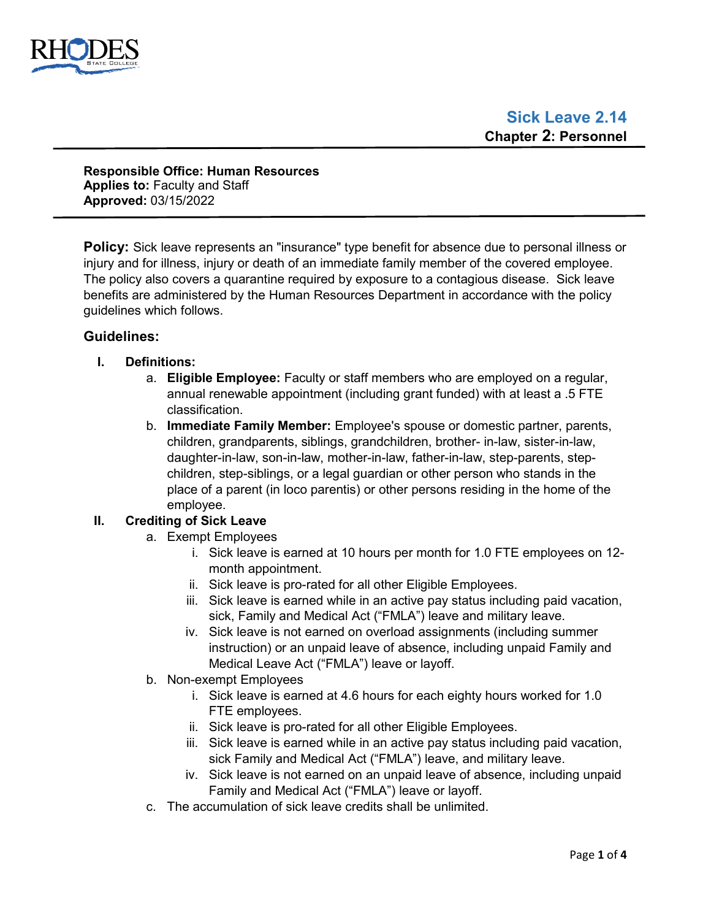# Sick Leave 2.14

**Chapter 2: Personnel**

**Responsible Office: Human Resources**
**Applies to:** Faculty and Staff
**Approved:** 03/15/2022

**Policy:** Sick leave represents an "insurance" type benefit for absence due to personal illness or injury and for illness, injury or death of an immediate family member of the covered employee. The policy also covers a quarantine required by exposure to a contagious disease. Sick leave benefits are administered by the Human Resources Department in accordance with the policy guidelines which follows.

## Guidelines:

**I. Definitions:**

a. **Eligible Employee:** Faculty or staff members who are employed on a regular, annual renewable appointment (including grant funded) with at least a .5 FTE classification.

b. **Immediate Family Member:** Employee's spouse or domestic partner, parents, children, grandparents, siblings, grandchildren, brother- in-law, sister-in-law, daughter-in-law, son-in-law, mother-in-law, father-in-law, step-parents, step-children, step-siblings, or a legal guardian or other person who stands in the place of a parent (in loco parentis) or other persons residing in the home of the employee.

**II. Crediting of Sick Leave**

a. Exempt Employees
   i. Sick leave is earned at 10 hours per month for 1.0 FTE employees on 12-month appointment.
   ii. Sick leave is pro-rated for all other Eligible Employees.
   iii. Sick leave is earned while in an active pay status including paid vacation, sick, Family and Medical Act ("FMLA") leave and military leave.
   iv. Sick leave is not earned on overload assignments (including summer instruction) or an unpaid leave of absence, including unpaid Family and Medical Leave Act ("FMLA") leave or layoff.

b. Non-exempt Employees
   i. Sick leave is earned at 4.6 hours for each eighty hours worked for 1.0 FTE employees.
   ii. Sick leave is pro-rated for all other Eligible Employees.
   iii. Sick leave is earned while in an active pay status including paid vacation, sick Family and Medical Act ("FMLA") leave, and military leave.
   iv. Sick leave is not earned on an unpaid leave of absence, including unpaid Family and Medical Leave Act ("FMLA") leave or layoff.

c. The accumulation of sick leave credits shall be unlimited.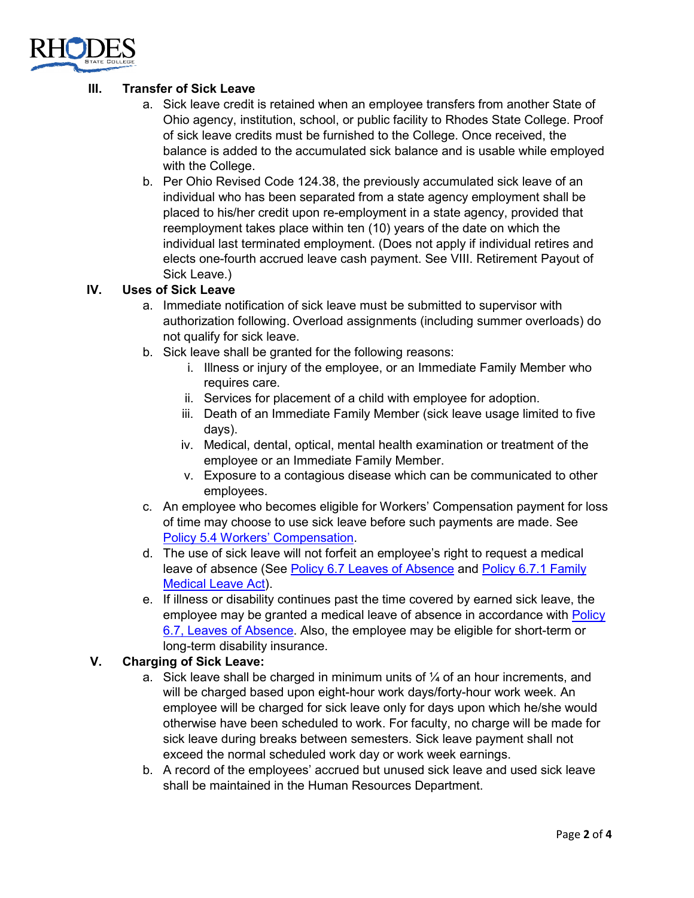## III. Transfer of Sick Leave

a. Sick leave credit is retained when an employee transfers from another State of Ohio agency, institution, school, or public facility to Rhodes State College. Proof of sick leave credits must be furnished to the College. Once received, the balance is added to the accumulated sick balance and is usable while employed with the College.

b. Per Ohio Revised Code 124.38, the previously accumulated sick leave of an individual who has been separated from a state agency employment shall be placed to his/her credit upon re-employment in a state agency, provided that reemployment takes place within ten (10) years of the date on which the individual last terminated employment. (Does not apply if individual retires and elects one-fourth accrued leave cash payment. See VIII. Retirement Payout of Sick Leave.)

## IV. Uses of Sick Leave

a. Immediate notification of sick leave must be submitted to supervisor with authorization following. Overload assignments (including summer overloads) do not qualify for sick leave.

b. Sick leave shall be granted for the following reasons:
   - i. Illness or injury of the employee, or an Immediate Family Member who requires care.
   - ii. Services for placement of a child with employee for adoption.
   - iii. Death of an Immediate Family Member (sick leave usage limited to five days).
   - iv. Medical, dental, optical, mental health examination or treatment of the employee or an Immediate Family Member.
   - v. Exposure to a contagious disease which can be communicated to other employees.

c. An employee who becomes eligible for Workers' Compensation payment for loss of time may choose to use sick leave before such payments are made. See Policy 5.4 Workers' Compensation.

d. The use of sick leave will not forfeit an employee's right to request a medical leave of absence (See Policy 6.7 Leaves of Absence and Policy 6.7.1 Family Medical Leave Act).

e. If illness or disability continues past the time covered by earned sick leave, the employee may be granted a medical leave of absence in accordance with Policy 6.7, Leaves of Absence. Also, the employee may be eligible for short-term or long-term disability insurance.

## V. Charging of Sick Leave:

a. Sick leave shall be charged in minimum units of ¼ of an hour increments, and will be charged based upon eight-hour work days/forty-hour work week. An employee will be charged for sick leave only for days upon which he/she would otherwise have been scheduled to work. For faculty, no charge will be made for sick leave during breaks between semesters. Sick leave payment shall not exceed the normal scheduled work day or work week earnings.

b. A record of the employees' accrued but unused sick leave and used sick leave shall be maintained in the Human Resources Department.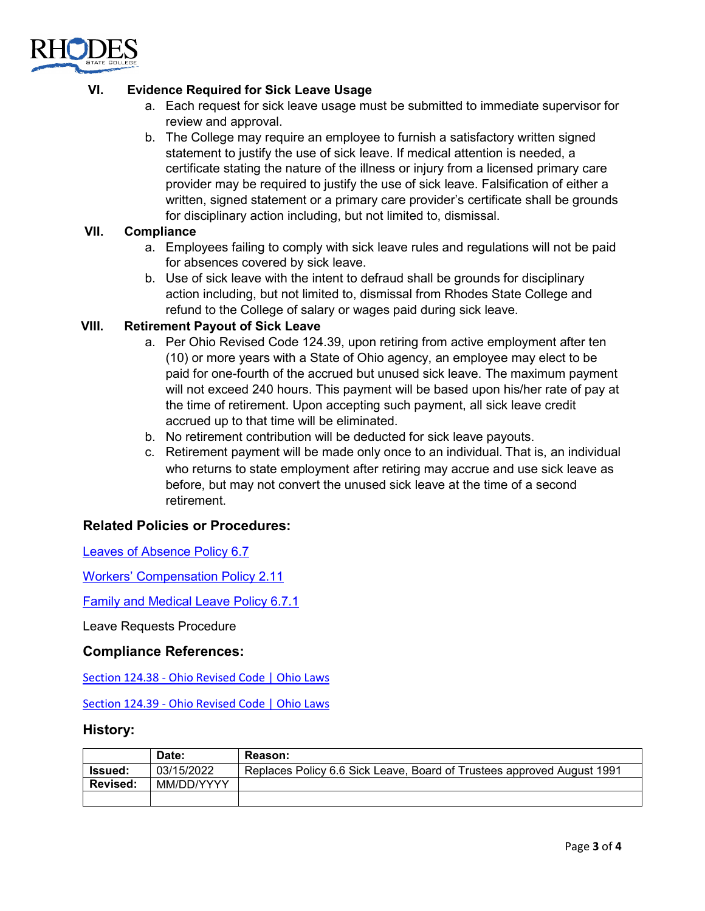### VI. Evidence Required for Sick Leave Usage

a. Each request for sick leave usage must be submitted to immediate supervisor for review and approval.

b. The College may require an employee to furnish a satisfactory written signed statement to justify the use of sick leave. If medical attention is needed, a certificate stating the nature of the illness or injury from a licensed primary care provider may be required to justify the use of sick leave. Falsification of either a written, signed statement or a primary care provider's certificate shall be grounds for disciplinary action including, but not limited to, dismissal.

### VII. Compliance

a. Employees failing to comply with sick leave rules and regulations will not be paid for absences covered by sick leave.

b. Use of sick leave with the intent to defraud shall be grounds for disciplinary action including, but not limited to, dismissal from Rhodes State College and refund to the College of salary or wages paid during sick leave.

### VIII. Retirement Payout of Sick Leave

a. Per Ohio Revised Code 124.39, upon retiring from active employment after ten (10) or more years with a State of Ohio agency, an employee may elect to be paid for one-fourth of the accrued but unused sick leave. The maximum payment will not exceed 240 hours. This payment will be based upon his/her rate of pay at the time of retirement. Upon accepting such payment, all sick leave credit accrued up to that time will be eliminated.

b. No retirement contribution will be deducted for sick leave payouts.

c. Retirement payment will be made only once to an individual. That is, an individual who returns to state employment after retiring may accrue and use sick leave as before, but may not convert the unused sick leave at the time of a second retirement.

## Related Policies or Procedures:

Leaves of Absence Policy 6.7

Workers' Compensation Policy 2.11

Family and Medical Leave Policy 6.7.1

Leave Requests Procedure

## Compliance References:

Section 124.38 - Ohio Revised Code | Ohio Laws

Section 124.39 - Ohio Revised Code | Ohio Laws

## History:

| | Date: | Reason: |
|---|---|---|
| **Issued:** | 03/15/2022 | Replaces Policy 6.6 Sick Leave, Board of Trustees approved August 1991 |
| **Revised:** | MM/DD/YYYY | |
| | | |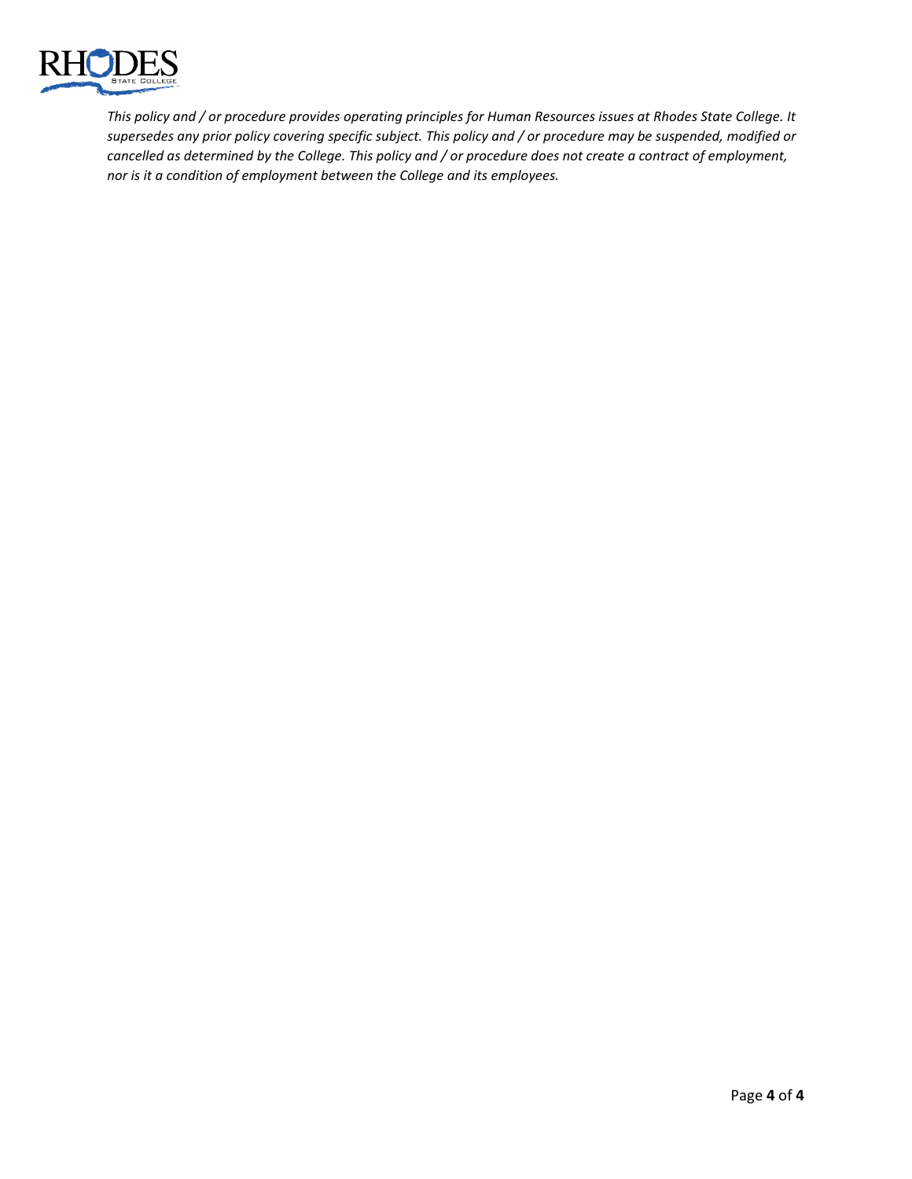*This policy and / or procedure provides operating principles for Human Resources issues at Rhodes State College. It supersedes any prior policy covering specific subject. This policy and / or procedure may be suspended, modified or cancelled as determined by the College. This policy and / or procedure does not create a contract of employment, nor is it a condition of employment between the College and its employees.*